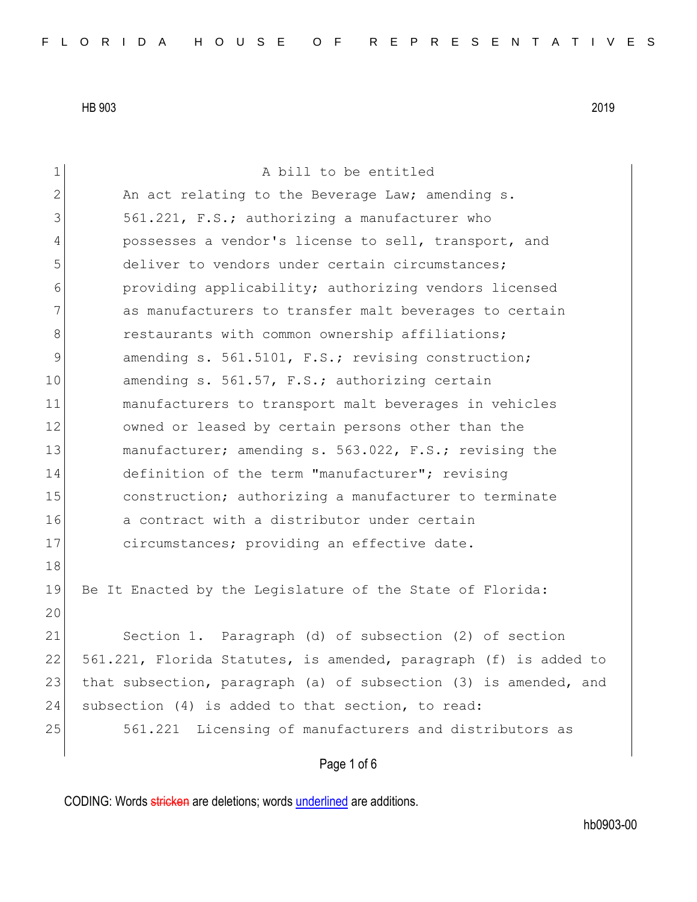HB 903 2019

A bill to be entitled

An act relating to the Beverage Law; amending s. 561.221, F.S.; authorizing a manufacturer who possesses a vendor's license to sell, transport, and deliver to vendors under certain circumstances; providing applicability; authorizing vendors licensed as manufacturers to transfer malt beverages to certain restaurants with common ownership affiliations; amending s. 561.5101, F.S.; revising construction; amending s. 561.57, F.S.; authorizing certain manufacturers to transport malt beverages in vehicles owned or leased by certain persons other than the manufacturer; amending s. 563.022, F.S.; revising the definition of the term "manufacturer"; revising construction; authorizing a manufacturer to terminate a contract with a distributor under certain circumstances; providing an effective date.

Be It Enacted by the Legislature of the State of Florida:

Section 1. Paragraph (d) of subsection (2) of section 561.221, Florida Statutes, is amended, paragraph (f) is added to that subsection, paragraph (a) of subsection (3) is amended, and subsection (4) is added to that section, to read:

561.221 Licensing of manufacturers and distributors as

CODING: Words stricken are deletions; words underlined are additions.

hb0903-00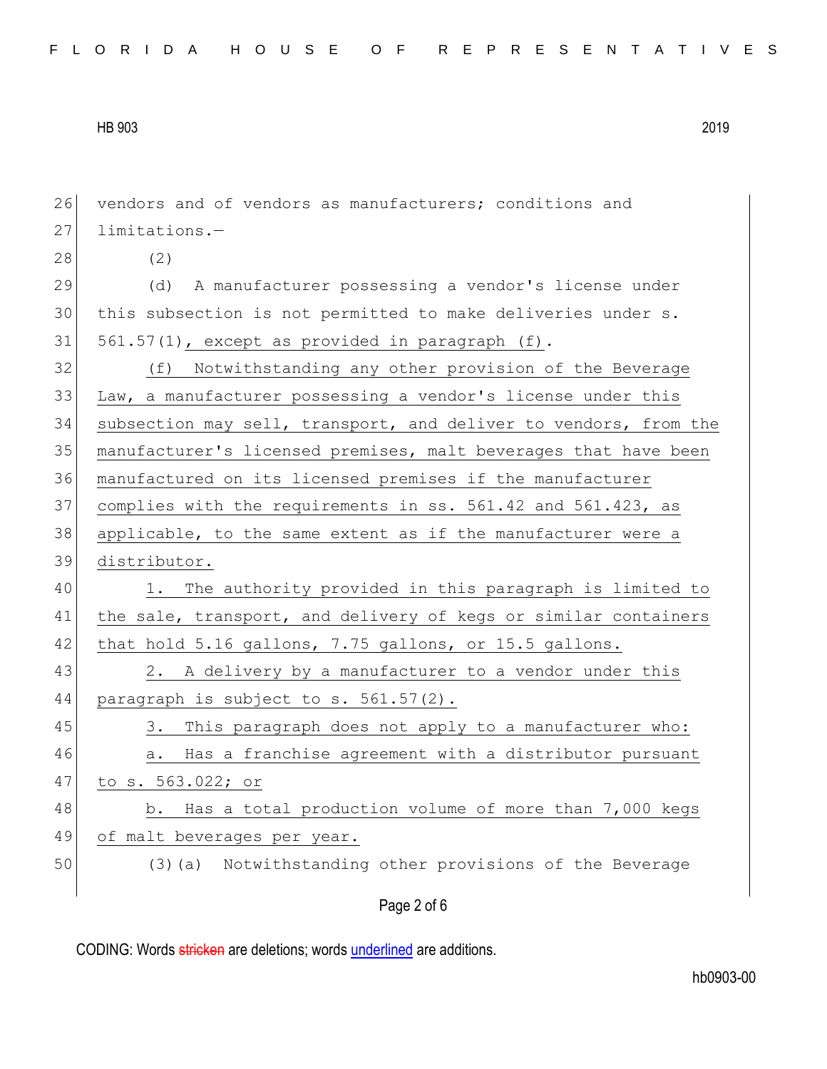vendors and of vendors as manufacturers; conditions and limitations.—

(2)

(d) A manufacturer possessing a vendor's license under this subsection is not permitted to make deliveries under s. 561.57(1), except as provided in paragraph (f).

(f) Notwithstanding any other provision of the Beverage Law, a manufacturer possessing a vendor's license under this subsection may sell, transport, and deliver to vendors, from the manufacturer's licensed premises, malt beverages that have been manufactured on its licensed premises if the manufacturer complies with the requirements in ss. 561.42 and 561.423, as applicable, to the same extent as if the manufacturer were a distributor.

1. The authority provided in this paragraph is limited to the sale, transport, and delivery of kegs or similar containers that hold 5.16 gallons, 7.75 gallons, or 15.5 gallons.

2. A delivery by a manufacturer to a vendor under this paragraph is subject to s. 561.57(2).

3. This paragraph does not apply to a manufacturer who:

a. Has a franchise agreement with a distributor pursuant to s. 563.022; or

b. Has a total production volume of more than 7,000 kegs of malt beverages per year.

(3)(a) Notwithstanding other provisions of the Beverage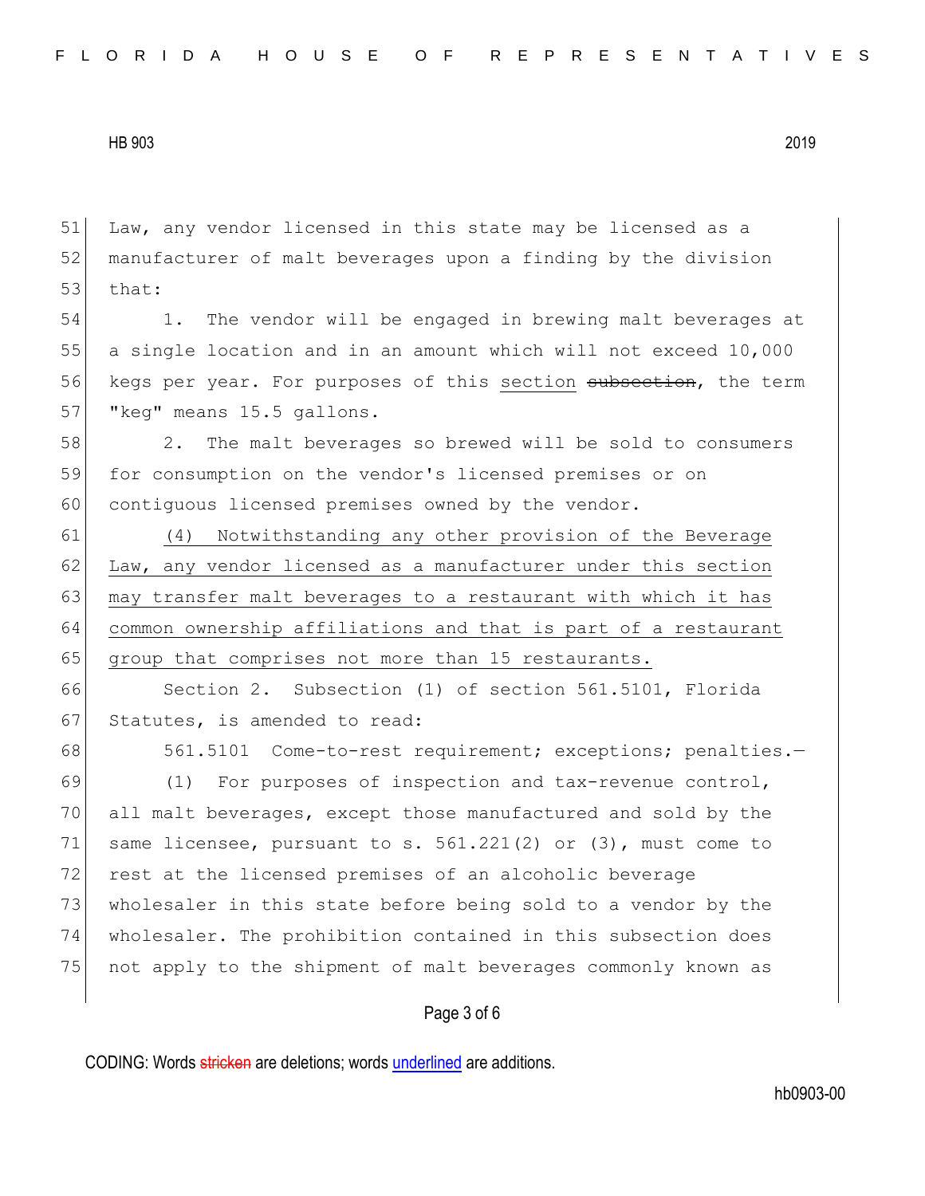Law, any vendor licensed in this state may be licensed as a manufacturer of malt beverages upon a finding by the division that:

1. The vendor will be engaged in brewing malt beverages at a single location and in an amount which will not exceed 10,000 kegs per year. For purposes of this <u>section</u> ~~subsection~~, the term "keg" means 15.5 gallons.

2. The malt beverages so brewed will be sold to consumers for consumption on the vendor's licensed premises or on contiguous licensed premises owned by the vendor.

<u>(4) Notwithstanding any other provision of the Beverage Law, any vendor licensed as a manufacturer under this section may transfer malt beverages to a restaurant with which it has common ownership affiliations and that is part of a restaurant group that comprises not more than 15 restaurants.</u>

Section 2. Subsection (1) of section 561.5101, Florida Statutes, is amended to read:

561.5101 Come-to-rest requirement; exceptions; penalties.—

(1) For purposes of inspection and tax-revenue control, all malt beverages, except those manufactured and sold by the same licensee, pursuant to s. 561.221(2) or (3), must come to rest at the licensed premises of an alcoholic beverage wholesaler in this state before being sold to a vendor by the wholesaler. The prohibition contained in this subsection does not apply to the shipment of malt beverages commonly known as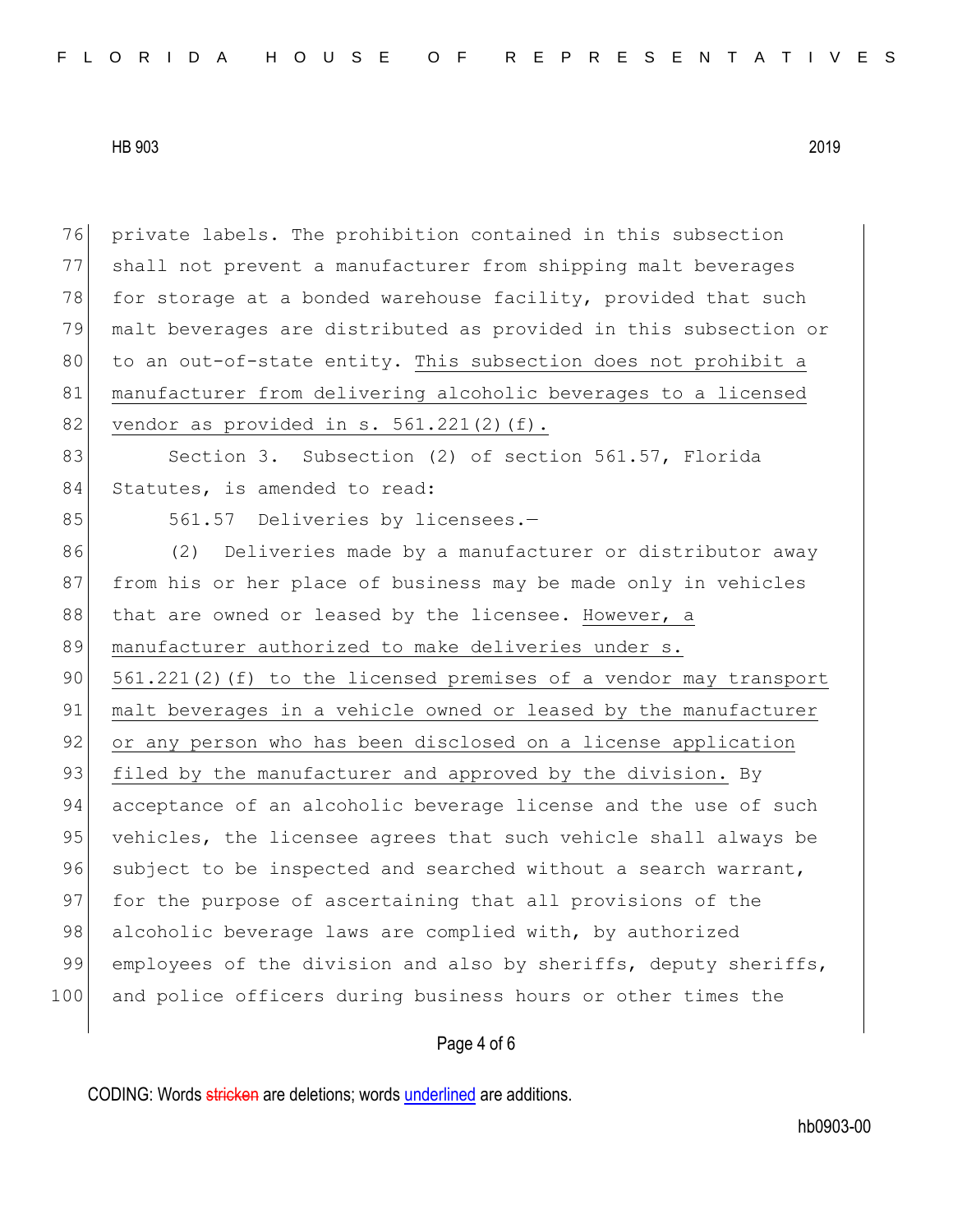private labels. The prohibition contained in this subsection shall not prevent a manufacturer from shipping malt beverages for storage at a bonded warehouse facility, provided that such malt beverages are distributed as provided in this subsection or to an out-of-state entity. <u>This subsection does not prohibit a manufacturer from delivering alcoholic beverages to a licensed vendor as provided in s. 561.221(2)(f).</u>

Section 3. Subsection (2) of section 561.57, Florida Statutes, is amended to read:

561.57 Deliveries by licensees.—

(2) Deliveries made by a manufacturer or distributor away from his or her place of business may be made only in vehicles that are owned or leased by the licensee. <u>However, a manufacturer authorized to make deliveries under s. 561.221(2)(f) to the licensed premises of a vendor may transport malt beverages in a vehicle owned or leased by the manufacturer or any person who has been disclosed on a license application filed by the manufacturer and approved by the division.</u> By acceptance of an alcoholic beverage license and the use of such vehicles, the licensee agrees that such vehicle shall always be subject to be inspected and searched without a search warrant, for the purpose of ascertaining that all provisions of the alcoholic beverage laws are complied with, by authorized employees of the division and also by sheriffs, deputy sheriffs, and police officers during business hours or other times the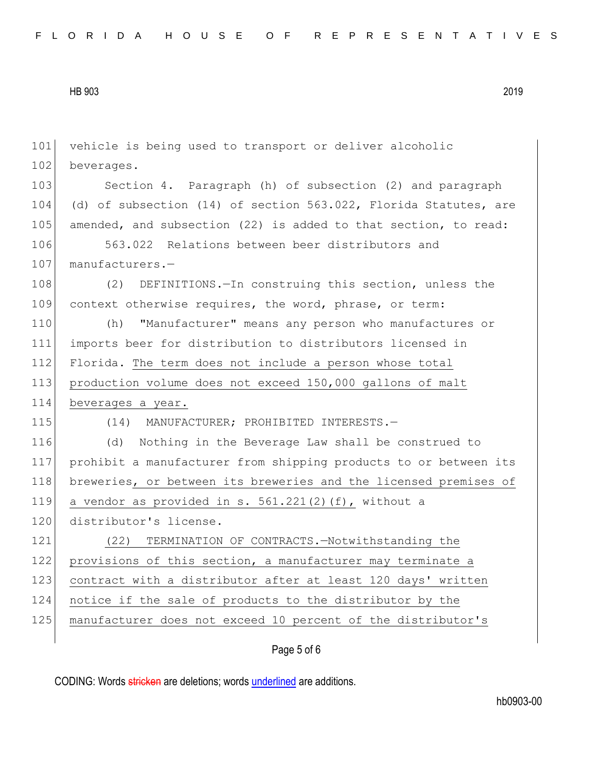vehicle is being used to transport or deliver alcoholic beverages.

Section 4. Paragraph (h) of subsection (2) and paragraph (d) of subsection (14) of section 563.022, Florida Statutes, are amended, and subsection (22) is added to that section, to read:

563.022 Relations between beer distributors and manufacturers.—

(2) DEFINITIONS.—In construing this section, unless the context otherwise requires, the word, phrase, or term:

(h) "Manufacturer" means any person who manufactures or imports beer for distribution to distributors licensed in Florida. <u>The term does not include a person whose total production volume does not exceed 150,000 gallons of malt beverages a year.</u>

(14) MANUFACTURER; PROHIBITED INTERESTS.—

(d) Nothing in the Beverage Law shall be construed to prohibit a manufacturer from shipping products to or between its breweries<u>, or between its breweries and the licensed premises of a vendor as provided in s. 561.221(2)(f),</u> without a distributor's license.

<u>(22) TERMINATION OF CONTRACTS.—Notwithstanding the provisions of this section, a manufacturer may terminate a contract with a distributor after at least 120 days' written notice if the sale of products to the distributor by the manufacturer does not exceed 10 percent of the distributor's</u>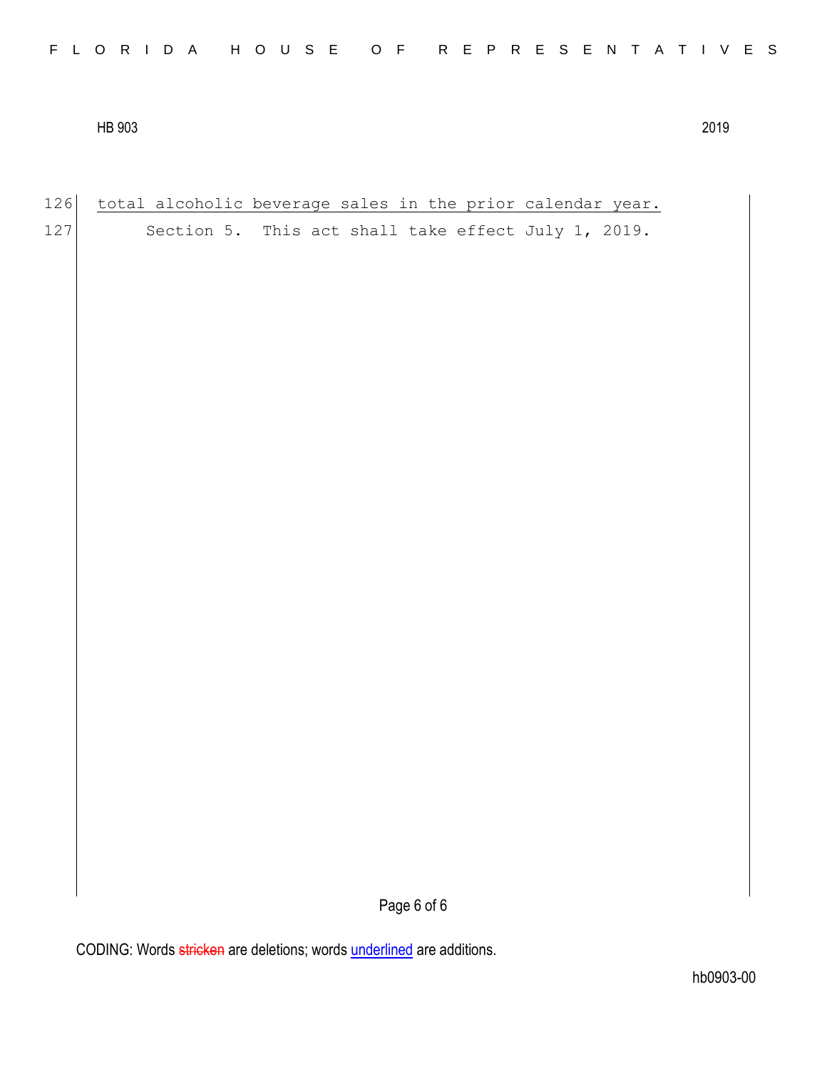126 total alcoholic beverage sales in the prior calendar year.

127 Section 5. This act shall take effect July 1, 2019.